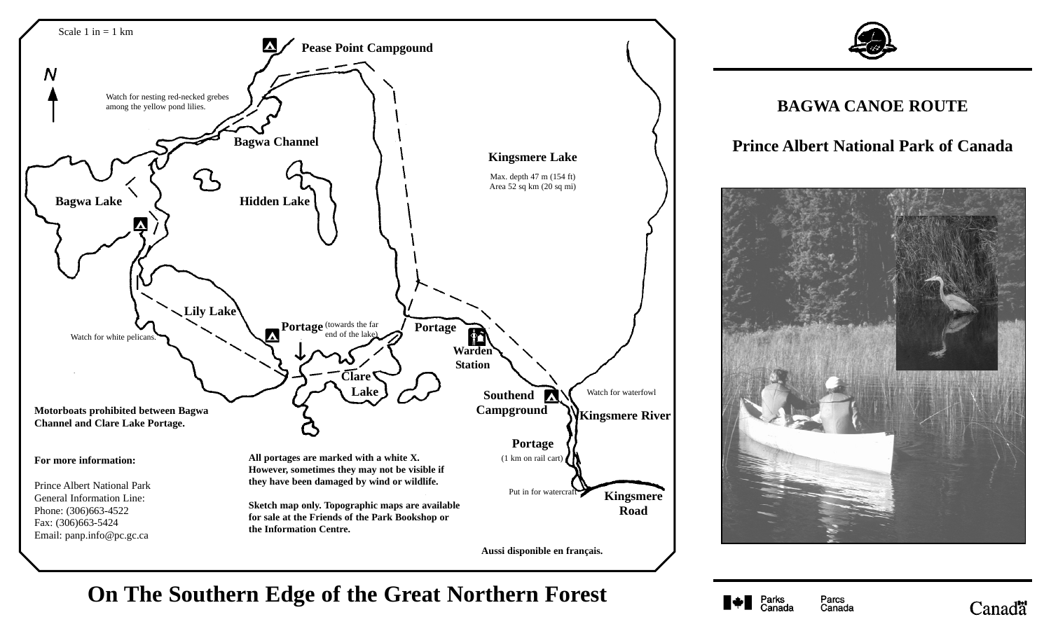# BAGWA CANOE ROUTE

## Prince Albert National Park of Canada

Scale 1 in = 1 km

N

**Pease Point Campgound**

Watch for nesting red-necked grebes among the yellow pond lilies.

**Bagwa Channel**

**Kingsmere Lake**

Max. depth 47 m (154 ft)
Area 52 sq km (20 sq mi)

**Bagwa Lake**

**Hidden Lake**

**Lily Lake**

**Portage** (towards the far end of the lake)

**Portage**

Watch for white pelicans.

**Warden Station**

**Clare Lake**

**Southend Campground**

Watch for waterfowl

**Kingsmere River**

**Motorboats prohibited between Bagwa Channel and Clare Lake Portage.**

**Portage**

(1 km on rail cart)

Put in for watercraft

**Kingsmere Road**

**For more information:**

Prince Albert National Park
General Information Line:
Phone: (306)663-4522
Fax: (306)663-5424
Email: panp.info@pc.gc.ca

**All portages are marked with a white X. However, sometimes they may not be visible if they have been damaged by wind or wildlife.**

**Sketch map only. Topographic maps are available for sale at the Friends of the Park Bookshop or the Information Centre.**

**Aussi disponible en français.**

# On The Southern Edge of the Great Northern Forest

Parks Canada | Parcs Canada

Canada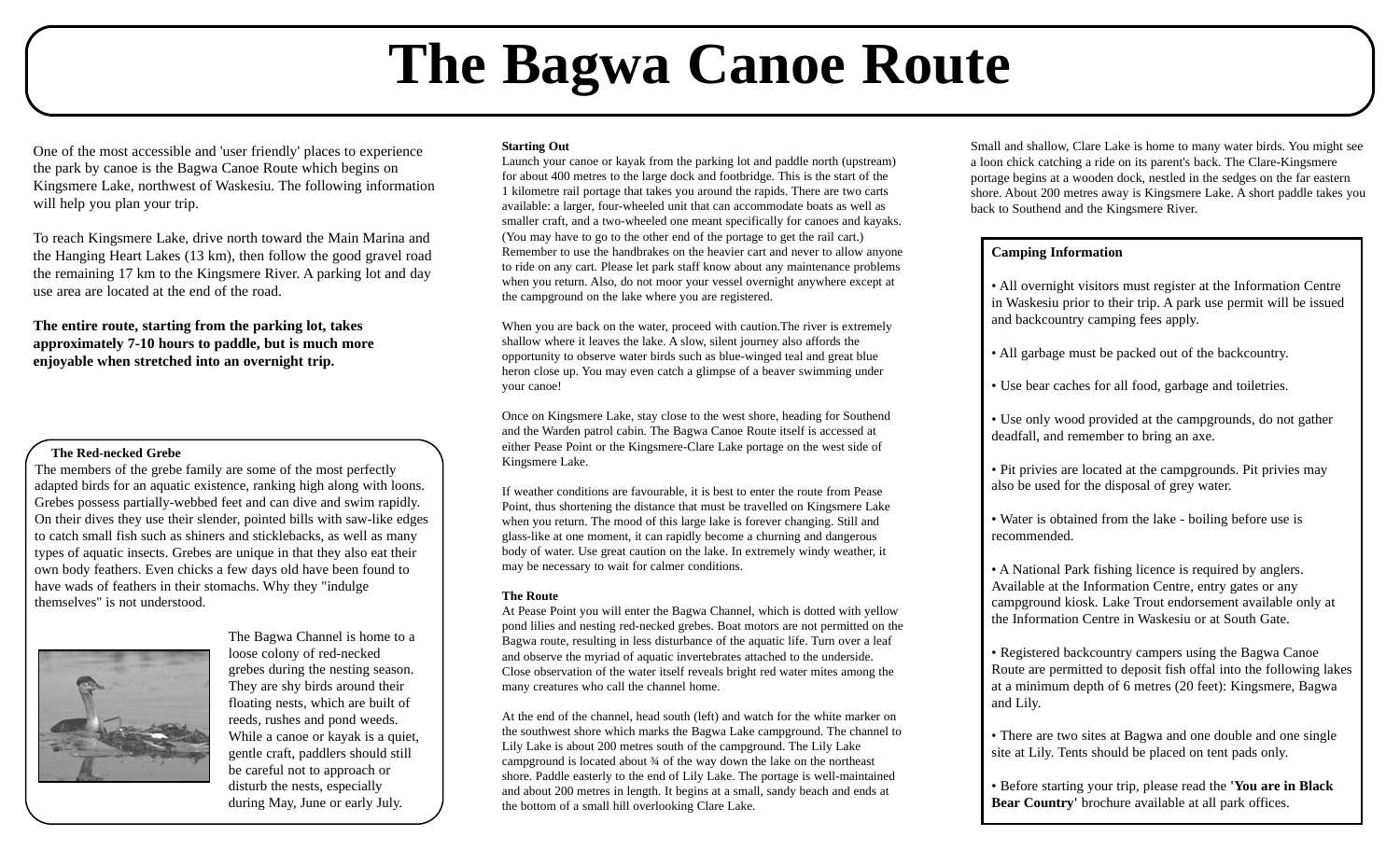# The Bagwa Canoe Route

One of the most accessible and 'user friendly' places to experience the park by canoe is the Bagwa Canoe Route which begins on Kingsmere Lake, northwest of Waskesiu. The following information will help you plan your trip.

To reach Kingsmere Lake, drive north toward the Main Marina and the Hanging Heart Lakes (13 km), then follow the good gravel road the remaining 17 km to the Kingsmere River. A parking lot and day use area are located at the end of the road.

**The entire route, starting from the parking lot, takes approximately 7-10 hours to paddle, but is much more enjoyable when stretched into an overnight trip.**

### The Red-necked Grebe

The members of the grebe family are some of the most perfectly adapted birds for an aquatic existence, ranking high along with loons. Grebes possess partially-webbed feet and can dive and swim rapidly. On their dives they use their slender, pointed bills with saw-like edges to catch small fish such as shiners and sticklebacks, as well as many types of aquatic insects. Grebes are unique in that they also eat their own body feathers. Even chicks a few days old have been found to have wads of feathers in their stomachs. Why they "indulge themselves" is not understood.

The Bagwa Channel is home to a loose colony of red-necked grebes during the nesting season. They are shy birds around their floating nests, which are built of reeds, rushes and pond weeds. While a canoe or kayak is a quiet, gentle craft, paddlers should still be careful not to approach or disturb the nests, especially during May, June or early July.

### Starting Out

Launch your canoe or kayak from the parking lot and paddle north (upstream) for about 400 metres to the large dock and footbridge. This is the start of the 1 kilometre rail portage that takes you around the rapids. There are two carts available: a larger, four-wheeled unit that can accommodate boats as well as smaller craft, and a two-wheeled one meant specifically for canoes and kayaks. (You may have to go to the other end of the portage to get the rail cart.) Remember to use the handbrakes on the heavier cart and never to allow anyone to ride on any cart. Please let park staff know about any maintenance problems when you return. Also, do not moor your vessel overnight anywhere except at the campground on the lake where you are registered.

When you are back on the water, proceed with caution.The river is extremely shallow where it leaves the lake. A slow, silent journey also affords the opportunity to observe water birds such as blue-winged teal and great blue heron close up. You may even catch a glimpse of a beaver swimming under your canoe!

Once on Kingsmere Lake, stay close to the west shore, heading for Southend and the Warden patrol cabin. The Bagwa Canoe Route itself is accessed at either Pease Point or the Kingsmere-Clare Lake portage on the west side of Kingsmere Lake.

If weather conditions are favourable, it is best to enter the route from Pease Point, thus shortening the distance that must be travelled on Kingsmere Lake when you return. The mood of this large lake is forever changing. Still and glass-like at one moment, it can rapidly become a churning and dangerous body of water. Use great caution on the lake. In extremely windy weather, it may be necessary to wait for calmer conditions.

### The Route

At Pease Point you will enter the Bagwa Channel, which is dotted with yellow pond lilies and nesting red-necked grebes. Boat motors are not permitted on the Bagwa route, resulting in less disturbance of the aquatic life. Turn over a leaf and observe the myriad of aquatic invertebrates attached to the underside. Close observation of the water itself reveals bright red water mites among the many creatures who call the channel home.

At the end of the channel, head south (left) and watch for the white marker on the southwest shore which marks the Bagwa Lake campground. The channel to Lily Lake is about 200 metres south of the campground. The Lily Lake campground is located about ¾ of the way down the lake on the northeast shore. Paddle easterly to the end of Lily Lake. The portage is well-maintained and about 200 metres in length. It begins at a small, sandy beach and ends at the bottom of a small hill overlooking Clare Lake.

Small and shallow, Clare Lake is home to many water birds. You might see a loon chick catching a ride on its parent's back. The Clare-Kingsmere portage begins at a wooden dock, nestled in the sedges on the far eastern shore. About 200 metres away is Kingsmere Lake. A short paddle takes you back to Southend and the Kingsmere River.

### Camping Information

- All overnight visitors must register at the Information Centre in Waskesiu prior to their trip. A park use permit will be issued and backcountry camping fees apply.
- All garbage must be packed out of the backcountry.
- Use bear caches for all food, garbage and toiletries.
- Use only wood provided at the campgrounds, do not gather deadfall, and remember to bring an axe.
- Pit privies are located at the campgrounds. Pit privies may also be used for the disposal of grey water.
- Water is obtained from the lake - boiling before use is recommended.
- A National Park fishing licence is required by anglers. Available at the Information Centre, entry gates or any campground kiosk. Lake Trout endorsement available only at the Information Centre in Waskesiu or at South Gate.
- Registered backcountry campers using the Bagwa Canoe Route are permitted to deposit fish offal into the following lakes at a minimum depth of 6 metres (20 feet): Kingsmere, Bagwa and Lily.
- There are two sites at Bagwa and one double and one single site at Lily. Tents should be placed on tent pads only.
- Before starting your trip, please read the **'You are in Black Bear Country'** brochure available at all park offices.